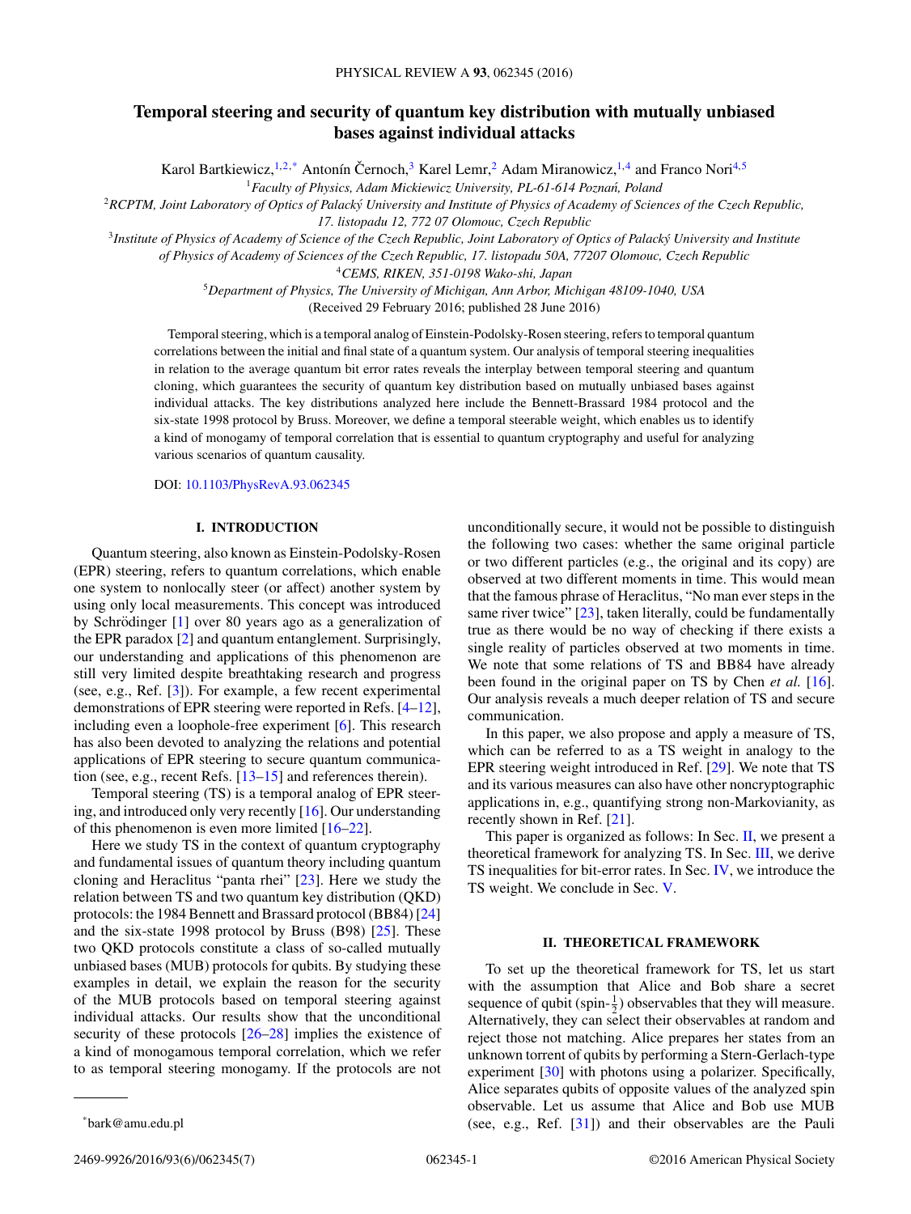# Temporal steering and security of quantum key distribution with mutually unbiased bases against individual attacks

Karol Bartkiewicz,[1,2,*] Antonín Černoch,[3] Karel Lemr,[2] Adam Miranowicz,[1,4] and Franco Nori[4,5]

[1]*Faculty of Physics, Adam Mickiewicz University, PL-61-614 Poznań, Poland*

[2]*RCPTM, Joint Laboratory of Optics of Palacký University and Institute of Physics of Academy of Sciences of the Czech Republic, 17. listopadu 12, 772 07 Olomouc, Czech Republic*

[3]*Institute of Physics of Academy of Science of the Czech Republic, Joint Laboratory of Optics of Palacký University and Institute of Physics of Academy of Sciences of the Czech Republic, 17. listopadu 50A, 77207 Olomouc, Czech Republic*

[4]*CEMS, RIKEN, 351-0198 Wako-shi, Japan*

[5]*Department of Physics, The University of Michigan, Ann Arbor, Michigan 48109-1040, USA*

(Received 29 February 2016; published 28 June 2016)

Temporal steering, which is a temporal analog of Einstein-Podolsky-Rosen steering, refers to temporal quantum correlations between the initial and final state of a quantum system. Our analysis of temporal steering inequalities in relation to the average quantum bit error rates reveals the interplay between temporal steering and quantum cloning, which guarantees the security of quantum key distribution based on mutually unbiased bases against individual attacks. The key distributions analyzed here include the Bennett-Brassard 1984 protocol and the six-state 1998 protocol by Bruss. Moreover, we define a temporal steerable weight, which enables us to identify a kind of monogamy of temporal correlation that is essential to quantum cryptography and useful for analyzing various scenarios of quantum causality.

DOI: 10.1103/PhysRevA.93.062345

## I. INTRODUCTION

Quantum steering, also known as Einstein-Podolsky-Rosen (EPR) steering, refers to quantum correlations, which enable one system to nonlocally steer (or affect) another system by using only local measurements. This concept was introduced by Schrödinger [1] over 80 years ago as a generalization of the EPR paradox [2] and quantum entanglement. Surprisingly, our understanding and applications of this phenomenon are still very limited despite breathtaking research and progress (see, e.g., Ref. [3]). For example, a few recent experimental demonstrations of EPR steering were reported in Refs. [4–12], including even a loophole-free experiment [6]. This research has also been devoted to analyzing the relations and potential applications of EPR steering to secure quantum communication (see, e.g., recent Refs. [13–15] and references therein).

Temporal steering (TS) is a temporal analog of EPR steering, and introduced only very recently [16]. Our understanding of this phenomenon is even more limited [16–22].

Here we study TS in the context of quantum cryptography and fundamental issues of quantum theory including quantum cloning and Heraclitus "panta rhei" [23]. Here we study the relation between TS and two quantum key distribution (QKD) protocols: the 1984 Bennett and Brassard protocol (BB84) [24] and the six-state 1998 protocol by Bruss (B98) [25]. These two QKD protocols constitute a class of so-called mutually unbiased bases (MUB) protocols for qubits. By studying these examples in detail, we explain the reason for the security of the MUB protocols based on temporal steering against individual attacks. Our results show that the unconditional security of these protocols [26–28] implies the existence of a kind of monogamous temporal correlation, which we refer to as temporal steering monogamy. If the protocols are not unconditionally secure, it would not be possible to distinguish the following two cases: whether the same original particle or two different particles (e.g., the original and its copy) are observed at two different moments in time. This would mean that the famous phrase of Heraclitus, "No man ever steps in the same river twice" [23], taken literally, could be fundamentally true as there would be no way of checking if there exists a single reality of particles observed at two moments in time. We note that some relations of TS and BB84 have already been found in the original paper on TS by Chen *et al.* [16]. Our analysis reveals a much deeper relation of TS and secure communication.

In this paper, we also propose and apply a measure of TS, which can be referred to as a TS weight in analogy to the EPR steering weight introduced in Ref. [29]. We note that TS and its various measures can also have other noncryptographic applications in, e.g., quantifying strong non-Markovianity, as recently shown in Ref. [21].

This paper is organized as follows: In Sec. II, we present a theoretical framework for analyzing TS. In Sec. III, we derive TS inequalities for bit-error rates. In Sec. IV, we introduce the TS weight. We conclude in Sec. V.

## II. THEORETICAL FRAMEWORK

To set up the theoretical framework for TS, let us start with the assumption that Alice and Bob share a secret sequence of qubit (spin-$\frac{1}{2}$) observables that they will measure. Alternatively, they can select their observables at random and reject those not matching. Alice prepares her states from an unknown torrent of qubits by performing a Stern-Gerlach-type experiment [30] with photons using a polarizer. Specifically, Alice separates qubits of opposite values of the analyzed spin observable. Let us assume that Alice and Bob use MUB (see, e.g., Ref. [31]) and their observables are the Pauli

*bark@amu.edu.pl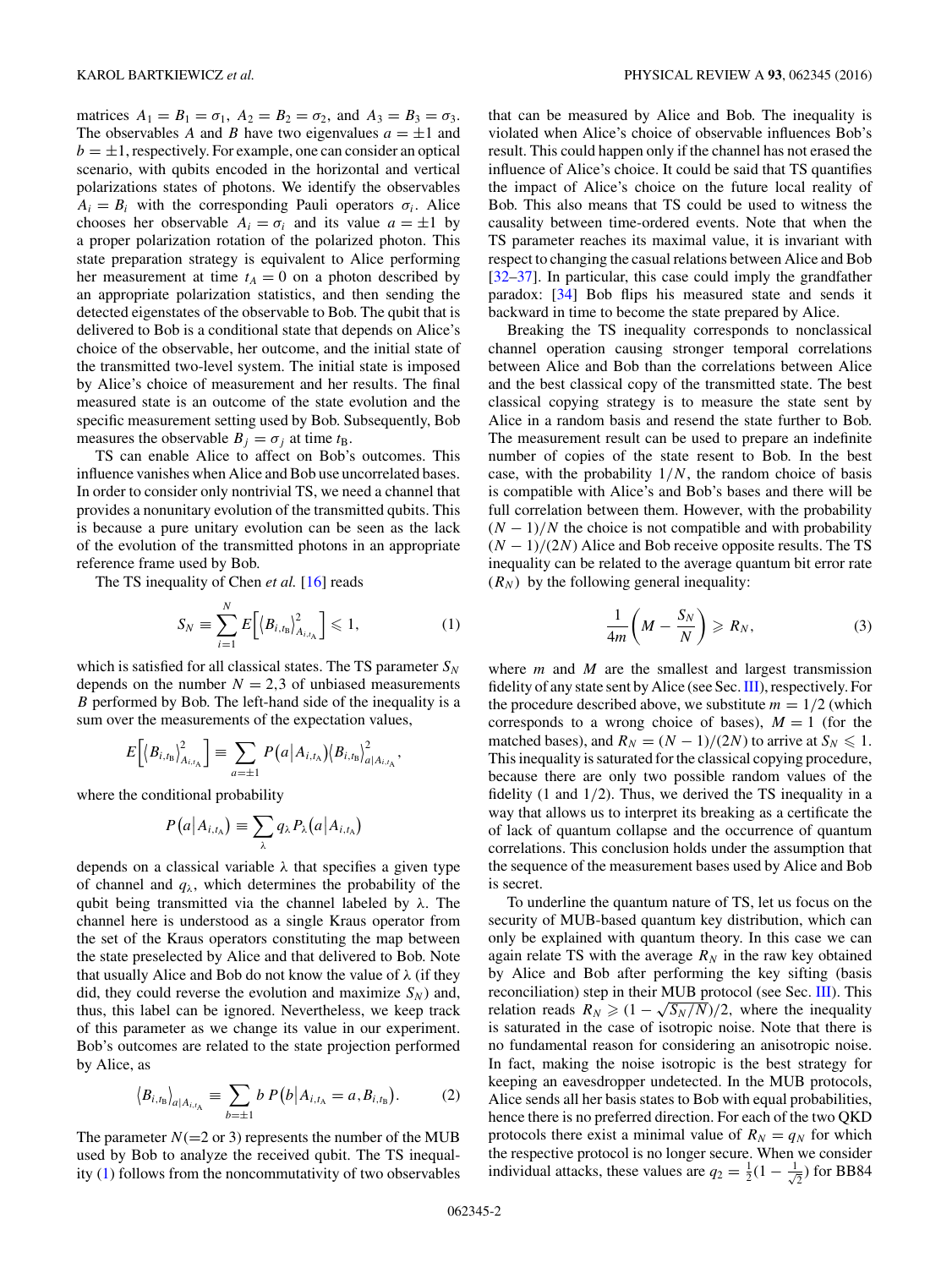matrices $A_1 = B_1 = \sigma_1$, $A_2 = B_2 = \sigma_2$, and $A_3 = B_3 = \sigma_3$. The observables $A$ and $B$ have two eigenvalues $a = \pm 1$ and $b = \pm 1$, respectively. For example, one can consider an optical scenario, with qubits encoded in the horizontal and vertical polarizations states of photons. We identify the observables $A_i = B_i$ with the corresponding Pauli operators $\sigma_i$. Alice chooses her observable $A_i = \sigma_i$ and its value $a = \pm 1$ by a proper polarization rotation of the polarized photon. This state preparation strategy is equivalent to Alice performing her measurement at time $t_A = 0$ on a photon described by an appropriate polarization statistics, and then sending the detected eigenstates of the observable to Bob. The qubit that is delivered to Bob is a conditional state that depends on Alice's choice of the observable, her outcome, and the initial state of the transmitted two-level system. The initial state is imposed by Alice's choice of measurement and her results. The final measured state is an outcome of the state evolution and the specific measurement setting used by Bob. Subsequently, Bob measures the observable $B_j = \sigma_j$ at time $t_B$.

TS can enable Alice to affect on Bob's outcomes. This influence vanishes when Alice and Bob use uncorrelated bases. In order to consider only nontrivial TS, we need a channel that provides a nonunitary evolution of the transmitted qubits. This is because a pure unitary evolution can be seen as the lack of the evolution of the transmitted photons in an appropriate reference frame used by Bob.

The TS inequality of Chen *et al.* [16] reads

$$S_N \equiv \sum_{i=1}^{N} E\Big[\langle B_{i,t_B}\rangle^2_{A_{i,t_A}}\Big] \leqslant 1, \tag{1}$$

which is satisfied for all classical states. The TS parameter $S_N$ depends on the number $N = 2,3$ of unbiased measurements $B$ performed by Bob. The left-hand side of the inequality is a sum over the measurements of the expectation values,

$$E\Big[\langle B_{i,t_B}\rangle^2_{A_{i,t_A}}\Big] \equiv \sum_{a=\pm 1} P\big(a\big|A_{i,t_A}\big)\langle B_{i,t_B}\rangle^2_{a|A_{i,t_A}},$$

where the conditional probability

$$P\big(a\big|A_{i,t_A}\big) \equiv \sum_{\lambda} q_\lambda P_\lambda\big(a\big|A_{i,t_A}\big)$$

depends on a classical variable $\lambda$ that specifies a given type of channel and $q_\lambda$, which determines the probability of the qubit being transmitted via the channel labeled by $\lambda$. The channel here is understood as a single Kraus operator from the set of the Kraus operators constituting the map between the state preselected by Alice and that delivered to Bob. Note that usually Alice and Bob do not know the value of $\lambda$ (if they did, they could reverse the evolution and maximize $S_N$) and, thus, this label can be ignored. Nevertheless, we keep track of this parameter as we change its value in our experiment. Bob's outcomes are related to the state projection performed by Alice, as

$$\langle B_{i,t_B}\rangle_{a|A_{i,t_A}} \equiv \sum_{b=\pm 1} b\, P\big(b\big|A_{i,t_A} = a, B_{i,t_B}\big). \tag{2}$$

The parameter $N(=2$ or $3)$ represents the number of the MUB used by Bob to analyze the received qubit. The TS inequality (1) follows from the noncommutativity of two observables that can be measured by Alice and Bob. The inequality is violated when Alice's choice of observable influences Bob's result. This could happen only if the channel has not erased the influence of Alice's choice. It could be said that TS quantifies the impact of Alice's choice on the future local reality of Bob. This also means that TS could be used to witness the causality between time-ordered events. Note that when the TS parameter reaches its maximal value, it is invariant with respect to changing the casual relations between Alice and Bob [32–37]. In particular, this case could imply the grandfather paradox: [34] Bob flips his measured state and sends it backward in time to become the state prepared by Alice.

Breaking the TS inequality corresponds to nonclassical channel operation causing stronger temporal correlations between Alice and Bob than the correlations between Alice and the best classical copy of the transmitted state. The best classical copying strategy is to measure the state sent by Alice in a random basis and resend the state further to Bob. The measurement result can be used to prepare an indefinite number of copies of the state resent to Bob. In the best case, with the probability $1/N$, the random choice of basis is compatible with Alice's and Bob's bases and there will be full correlation between them. However, with the probability $(N-1)/N$ the choice is not compatible and with probability $(N-1)/(2N)$ Alice and Bob receive opposite results. The TS inequality can be related to the average quantum bit error rate $(R_N)$ by the following general inequality:

$$\frac{1}{4m}\left(M - \frac{S_N}{N}\right) \geqslant R_N, \tag{3}$$

where $m$ and $M$ are the smallest and largest transmission fidelity of any state sent by Alice (see Sec. III), respectively. For the procedure described above, we substitute $m = 1/2$ (which corresponds to a wrong choice of bases), $M = 1$ (for the matched bases), and $R_N = (N-1)/(2N)$ to arrive at $S_N \leqslant 1$. This inequality is saturated for the classical copying procedure, because there are only two possible random values of the fidelity (1 and 1/2). Thus, we derived the TS inequality in a way that allows us to interpret its breaking as a certificate the of lack of quantum collapse and the occurrence of quantum correlations. This conclusion holds under the assumption that the sequence of the measurement bases used by Alice and Bob is secret.

To underline the quantum nature of TS, let us focus on the security of MUB-based quantum key distribution, which can only be explained with quantum theory. In this case we can again relate TS with the average $R_N$ in the raw key obtained by Alice and Bob after performing the key sifting (basis reconciliation) step in their MUB protocol (see Sec. III). This relation reads $R_N \geqslant (1 - \sqrt{S_N/N})/2$, where the inequality is saturated in the case of isotropic noise. Note that there is no fundamental reason for considering an anisotropic noise. In fact, making the noise isotropic is the best strategy for keeping an eavesdropper undetected. In the MUB protocols, Alice sends all her basis states to Bob with equal probabilities, hence there is no preferred direction. For each of the two QKD protocols there exist a minimal value of $R_N = q_N$ for which the respective protocol is no longer secure. When we consider individual attacks, these values are $q_2 = \frac{1}{2}(1 - \frac{1}{\sqrt{2}})$ for BB84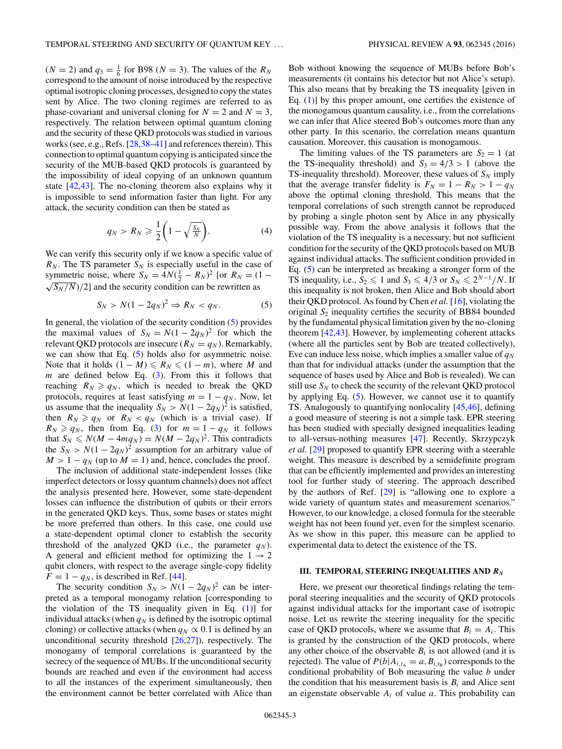($N = 2$) and $q_3 = \frac{1}{6}$ for B98 ($N = 3$). The values of the $R_N$ correspond to the amount of noise introduced by the respective optimal isotropic cloning processes, designed to copy the states sent by Alice. The two cloning regimes are referred to as phase-covariant and universal cloning for $N = 2$ and $N = 3$, respectively. The relation between optimal quantum cloning and the security of these QKD protocols was studied in various works (see, e.g., Refs. [28,38–41] and references therein). This connection to optimal quantum copying is anticipated since the security of the MUB-based QKD protocols is guaranteed by the impossibility of ideal copying of an unknown quantum state [42,43]. The no-cloning theorem also explains why it is impossible to send information faster than light. For any attack, the security condition can then be stated as

$$q_N > R_N \geqslant \frac{1}{2}\left(1 - \sqrt{\tfrac{S_N}{N}}\right). \tag{4}$$

We can verify this security only if we know a specific value of $R_N$. The TS parameter $S_N$ is especially useful in the case of symmetric noise, where $S_N = 4N(\frac{1}{2} - R_N)^2$ [or $R_N = (1 - \sqrt{S_N/N})/2$] and the security condition can be rewritten as

$$S_N > N(1 - 2q_N)^2 \Rightarrow R_N < q_N. \tag{5}$$

In general, the violation of the security condition (5) provides the maximal values of $S_N = N(1 - 2q_N)^2$ for which the relevant QKD protocols are insecure ($R_N = q_N$). Remarkably, we can show that Eq. (5) holds also for asymmetric noise. Note that it holds $(1 - M) \leqslant R_N \leqslant (1 - m)$, where $M$ and $m$ are defined below Eq. (3). From this it follows that reaching $R_N \geqslant q_N$, which is needed to break the QKD protocols, requires at least satisfying $m = 1 - q_N$. Now, let us assume that the inequality $S_N > N(1 - 2q_N)^2$ is satisfied, then $R_N \geqslant q_N$ or $R_N < q_N$ (which is a trivial case). If $R_N \geqslant q_N$, then from Eq. (3) for $m = 1 - q_N$ it follows that $S_N \leqslant N(M - 4mq_N) = N(M - 2q_N)^2$. This contradicts the $S_N > N(1 - 2q_N)^2$ assumption for an arbitrary value of $M > 1 - q_N$ (up to $M = 1$) and, hence, concludes the proof.

The inclusion of additional state-independent losses (like imperfect detectors or lossy quantum channels) does not affect the analysis presented here. However, some state-dependent losses can influence the distribution of qubits or their errors in the generated QKD keys. Thus, some bases or states might be more preferred than others. In this case, one could use a state-dependent optimal cloner to establish the security threshold of the analyzed QKD (i.e., the parameter $q_N$). A general and efficient method for optimizing the $1 \to 2$ qubit cloners, with respect to the average single-copy fidelity $F = 1 - q_N$, is described in Ref. [44].

The security condition $S_N > N(1 - 2q_N)^2$ can be interpreted as a temporal monogamy relation [corresponding to the violation of the TS inequality given in Eq. (1)] for individual attacks (when $q_N$ is defined by the isotropic optimal cloning) or collective attacks (when $q_N \propto 0.1$ is defined by an unconditional security threshold [26,27]), respectively. The monogamy of temporal correlations is guaranteed by the secrecy of the sequence of MUBs. If the unconditional security bounds are reached and even if the environment had access to all the instances of the experiment simultaneously, then the environment cannot be better correlated with Alice than Bob without knowing the sequence of MUBs before Bob's measurements (it contains his detector but not Alice's setup). This also means that by breaking the TS inequality [given in Eq. (1)] by this proper amount, one certifies the existence of the monogamous quantum causality, i.e., from the correlations we can infer that Alice steered Bob's outcomes more than any other party. In this scenario, the correlation means quantum causation. Moreover, this causation is monogamous.

The limiting values of the TS parameters are $S_2 = 1$ (at the TS-inequality threshold) and $S_3 = 4/3 > 1$ (above the TS-inequality threshold). Moreover, these values of $S_N$ imply that the average transfer fidelity is $F_N = 1 - R_N > 1 - q_N$ above the optimal cloning threshold. This means that the temporal correlations of such strength cannot be reproduced by probing a single photon sent by Alice in any physically possible way. From the above analysis it follows that the violation of the TS inequality is a necessary, but not sufficient condition for the security of the QKD protocols based on MUB against individual attacks. The sufficient condition provided in Eq. (5) can be interpreted as breaking a stronger form of the TS inequality, i.e., $S_2 \leqslant 1$ and $S_3 \leqslant 4/3$ or $S_N \leqslant 2^{N-1}/N$. If this inequality is not broken, then Alice and Bob should abort their QKD protocol. As found by Chen *et al.* [16], violating the original $S_2$ inequality certifies the security of BB84 bounded by the fundamental physical limitation given by the no-cloning theorem [42,43]. However, by implementing coherent attacks (where all the particles sent by Bob are treated collectively), Eve can induce less noise, which implies a smaller value of $q_N$ than that for individual attacks (under the assumption that the sequence of bases used by Alice and Bob is revealed). We can still use $S_N$ to check the security of the relevant QKD protocol by applying Eq. (5). However, we cannot use it to quantify TS. Analogously to quantifying nonlocality [45,46], defining a good measure of steering is not a simple task. EPR steering has been studied with specially designed inequalities leading to all-versus-nothing measures [47]. Recently, Skrzypczyk *et al.* [29] proposed to quantify EPR steering with a steerable weight. This measure is described by a semidefinite program that can be efficiently implemented and provides an interesting tool for further study of steering. The approach described by the authors of Ref. [29] is "allowing one to explore a wide variety of quantum states and measurement scenarios." However, to our knowledge, a closed formula for the steerable weight has not been found yet, even for the simplest scenario. As we show in this paper, this measure can be applied to experimental data to detect the existence of the TS.

## III. TEMPORAL STEERING INEQUALITIES AND $R_N$

Here, we present our theoretical findings relating the temporal steering inequalities and the security of QKD protocols against individual attacks for the important case of isotropic noise. Let us rewrite the steering inequality for the specific case of QKD protocols, where we assume that $B_i = A_i$. This is granted by the construction of the QKD protocols, where any other choice of the observable $B_i$ is not allowed (and it is rejected). The value of $P(b|A_{i,t_A} = a, B_{i,t_B})$ corresponds to the conditional probability of Bob measuring the value $b$ under the condition that his measurement basis is $B_i$ and Alice sent an eigenstate observable $A_i$ of value $a$. This probability can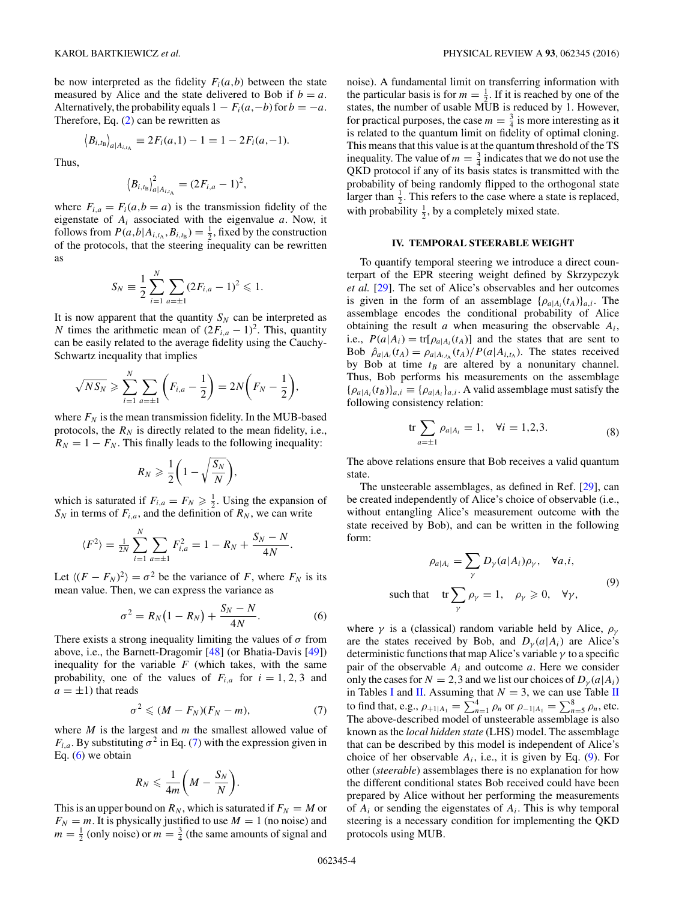be now interpreted as the fidelity $F_i(a,b)$ between the state measured by Alice and the state delivered to Bob if $b = a$. Alternatively, the probability equals $1 - F_i(a,-b)$ for $b = -a$. Therefore, Eq. (2) can be rewritten as

$$\langle B_{i,t_{\rm B}} \rangle_{a|A_{i,t_{\rm A}}} \equiv 2F_i(a,1) - 1 = 1 - 2F_i(a,-1).$$

Thus,

$$\langle B_{i,t_{\rm B}} \rangle^2_{a|A_{i,t_{\rm A}}} = (2F_{i,a} - 1)^2,$$

where $F_{i,a} = F_i(a,b=a)$ is the transmission fidelity of the eigenstate of $A_i$ associated with the eigenvalue $a$. Now, it follows from $P(a,b|A_{i,t_{\rm A}},B_{i,t_{\rm B}}) = \frac{1}{2}$, fixed by the construction of the protocols, that the steering inequality can be rewritten as

$$S_N \equiv \frac{1}{2}\sum_{i=1}^{N}\sum_{a=\pm 1}(2F_{i,a} - 1)^2 \leqslant 1.$$

It is now apparent that the quantity $S_N$ can be interpreted as $N$ times the arithmetic mean of $(2F_{i,a} - 1)^2$. This, quantity can be easily related to the average fidelity using the Cauchy-Schwartz inequality that implies

$$\sqrt{NS_N} \geqslant \sum_{i=1}^{N}\sum_{a=\pm 1}\left(F_{i,a} - \frac{1}{2}\right) = 2N\left(F_N - \frac{1}{2}\right),$$

where $F_N$ is the mean transmission fidelity. In the MUB-based protocols, the $R_N$ is directly related to the mean fidelity, i.e., $R_N = 1 - F_N$. This finally leads to the following inequality:

$$R_N \geqslant \frac{1}{2}\left(1 - \sqrt{\frac{S_N}{N}}\right),$$

which is saturated if $F_{i,a} = F_N \geqslant \frac{1}{2}$. Using the expansion of $S_N$ in terms of $F_{i,a}$, and the definition of $R_N$, we can write

$$\langle F^2 \rangle = \tfrac{1}{2N}\sum_{i=1}^{N}\sum_{a=\pm 1}F_{i,a}^2 = 1 - R_N + \frac{S_N - N}{4N}.$$

Let $\langle (F - F_N)^2 \rangle = \sigma^2$ be the variance of $F$, where $F_N$ is its mean value. Then, we can express the variance as

$$\sigma^2 = R_N(1 - R_N) + \frac{S_N - N}{4N}. \tag{6}$$

There exists a strong inequality limiting the values of $\sigma$ from above, i.e., the Barnett-Dragomir [48] (or Bhatia-Davis [49]) inequality for the variable $F$ (which takes, with the same probability, one of the values of $F_{i,a}$ for $i = 1,2,3$ and $a = \pm 1$) that reads

$$\sigma^2 \leqslant (M - F_N)(F_N - m), \tag{7}$$

where $M$ is the largest and $m$ the smallest allowed value of $F_{i,a}$. By substituting $\sigma^2$ in Eq. (7) with the expression given in Eq. (6) we obtain

$$R_N \leqslant \frac{1}{4m}\left(M - \frac{S_N}{N}\right).$$

This is an upper bound on $R_N$, which is saturated if $F_N = M$ or $F_N = m$. It is physically justified to use $M = 1$ (no noise) and $m = \frac{1}{2}$ (only noise) or $m = \frac{3}{4}$ (the same amounts of signal and noise). A fundamental limit on transferring information with the particular basis is for $m = \frac{1}{2}$. If it is reached by one of the states, the number of usable MUB is reduced by 1. However, for practical purposes, the case $m = \frac{3}{4}$ is more interesting as it is related to the quantum limit on fidelity of optimal cloning. This means that this value is at the quantum threshold of the TS inequality. The value of $m = \frac{3}{4}$ indicates that we do not use the QKD protocol if any of its basis states is transmitted with the probability of being randomly flipped to the orthogonal state larger than $\frac{1}{2}$. This refers to the case where a state is replaced, with probability $\frac{1}{2}$, by a completely mixed state.

## IV. TEMPORAL STEERABLE WEIGHT

To quantify temporal steering we introduce a direct counterpart of the EPR steering weight defined by Skrzypczyk *et al.* [29]. The set of Alice's observables and her outcomes is given in the form of an assemblage $\{\rho_{a|A_i}(t_A)\}_{a,i}$. The assemblage encodes the conditional probability of Alice obtaining the result $a$ when measuring the observable $A_i$, i.e., $P(a|A_i) = \mathrm{tr}[\rho_{a|A_i}(t_A)]$ and the states that are sent to Bob $\hat{\rho}_{a|A_i}(t_A) = \rho_{a|A_{i,t_{\rm A}}}(t_A)/P(a|A_{i,t_{\rm A}})$. The states received by Bob at time $t_B$ are altered by a nonunitary channel. Thus, Bob performs his measurements on the assemblage $\{\rho_{a|A_i}(t_B)\}_{a,i} \equiv \{\rho_{a|A_i}\}_{a,i}$. A valid assemblage must satisfy the following consistency relation:

$$\mathrm{tr}\sum_{a=\pm 1}\rho_{a|A_i} = 1, \quad \forall i = 1,2,3. \tag{8}$$

The above relations ensure that Bob receives a valid quantum state.

The unsteerable assemblages, as defined in Ref. [29], can be created independently of Alice's choice of observable (i.e., without entangling Alice's measurement outcome with the state received by Bob), and can be written in the following form:

$$\rho_{a|A_i} = \sum_{\gamma} D_{\gamma}(a|A_i)\rho_{\gamma}, \quad \forall a,i,$$
$$\text{such that} \quad \mathrm{tr}\sum_{\gamma}\rho_{\gamma} = 1, \quad \rho_{\gamma} \geqslant 0, \quad \forall \gamma, \tag{9}$$

where $\gamma$ is a (classical) random variable held by Alice, $\rho_{\gamma}$ are the states received by Bob, and $D_{\gamma}(a|A_i)$ are Alice's deterministic functions that map Alice's variable $\gamma$ to a specific pair of the observable $A_i$ and outcome $a$. Here we consider only the cases for $N = 2,3$ and we list our choices of $D_{\gamma}(a|A_i)$ in Tables I and II. Assuming that $N = 3$, we can use Table II to find that, e.g., $\rho_{+1|A_1} = \sum_{n=1}^{4}\rho_n$ or $\rho_{-1|A_1} = \sum_{n=5}^{8}\rho_n$, etc. The above-described model of unsteerable assemblage is also known as the *local hidden state* (LHS) model. The assemblage that can be described by this model is independent of Alice's choice of her observable $A_i$, i.e., it is given by Eq. (9). For other (*steerable*) assemblages there is no explanation for how the different conditional states Bob received could have been prepared by Alice without her performing the measurements of $A_i$ or sending the eigenstates of $A_i$. This is why temporal steering is a necessary condition for implementing the QKD protocols using MUB.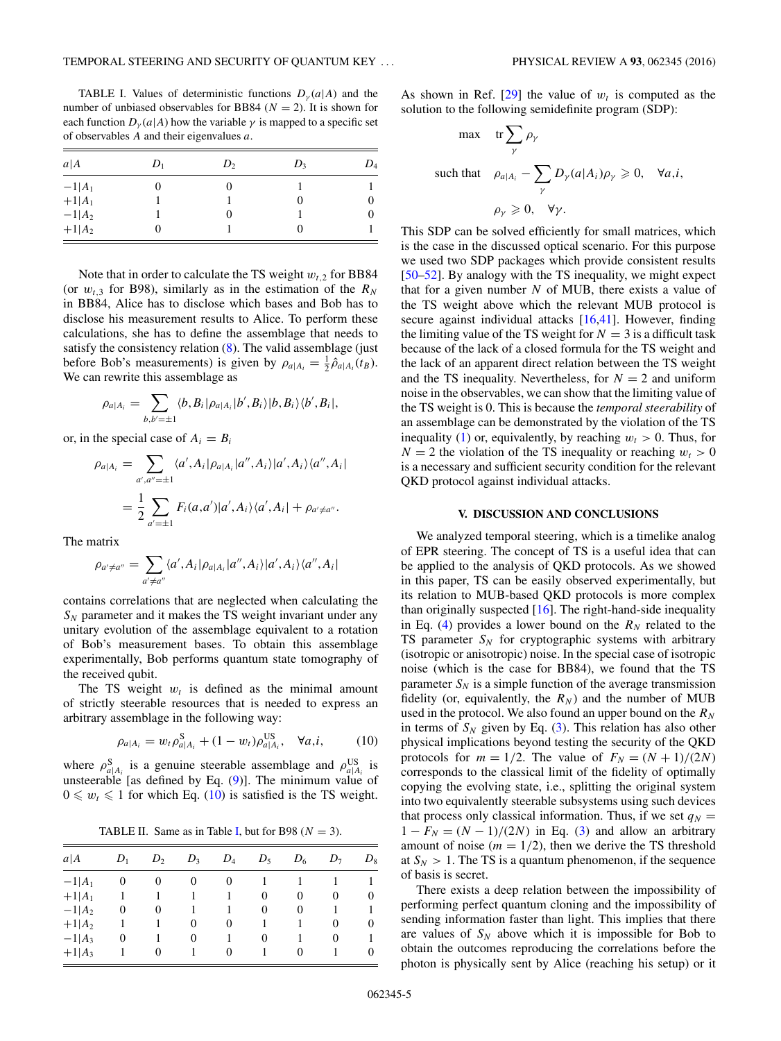TABLE I. Values of deterministic functions $D_\gamma(a|A)$ and the number of unbiased observables for BB84 ($N = 2$). It is shown for each function $D_\gamma(a|A)$ how the variable $\gamma$ is mapped to a specific set of observables $A$ and their eigenvalues $a$.

| $a\|A$ | $D_1$ | $D_2$ | $D_3$ | $D_4$ |
|---|---|---|---|---|
| $-1\|A_1$ | 0 | 0 | 1 | 1 |
| $+1\|A_1$ | 1 | 1 | 0 | 0 |
| $-1\|A_2$ | 1 | 0 | 1 | 0 |
| $+1\|A_2$ | 0 | 1 | 0 | 1 |

Note that in order to calculate the TS weight $w_{t,2}$ for BB84 (or $w_{t,3}$ for B98), similarly as in the estimation of the $R_N$ in BB84, Alice has to disclose which bases and Bob has to disclose his measurement results to Alice. To perform these calculations, she has to define the assemblage that needs to satisfy the consistency relation (8). The valid assemblage (just before Bob's measurements) is given by $\rho_{a|A_i} = \frac{1}{2}\hat{\rho}_{a|A_i}(t_B)$. We can rewrite this assemblage as

$$\rho_{a|A_i} = \sum_{b,b'=\pm 1} \langle b,B_i|\rho_{a|A_i}|b',B_i\rangle |b,B_i\rangle\langle b',B_i|,$$

or, in the special case of $A_i = B_i$

$$\rho_{a|A_i} = \sum_{a',a''=\pm 1} \langle a',A_i|\rho_{a|A_i}|a'',A_i\rangle |a',A_i\rangle\langle a'',A_i|$$
$$= \frac{1}{2}\sum_{a'=\pm 1} F_i(a,a')|a',A_i\rangle\langle a',A_i| + \rho_{a'\neq a''}.$$

The matrix

$$\rho_{a'\neq a''} = \sum_{a'\neq a''} \langle a',A_i|\rho_{a|A_i}|a'',A_i\rangle |a',A_i\rangle\langle a'',A_i|$$

contains correlations that are neglected when calculating the $S_N$ parameter and it makes the TS weight invariant under any unitary evolution of the assemblage equivalent to a rotation of Bob's measurement bases. To obtain this assemblage experimentally, Bob performs quantum state tomography of the received qubit.

The TS weight $w_t$ is defined as the minimal amount of strictly steerable resources that is needed to express an arbitrary assemblage in the following way:

$$\rho_{a|A_i} = w_t \rho^{\mathrm{S}}_{a|A_i} + (1 - w_t)\rho^{\mathrm{US}}_{a|A_i}, \quad \forall a,i, \qquad (10)$$

where $\rho^{\mathrm{S}}_{a|A_i}$ is a genuine steerable assemblage and $\rho^{\mathrm{US}}_{a|A_i}$ is unsteerable [as defined by Eq. (9)]. The minimum value of $0 \leqslant w_t \leqslant 1$ for which Eq. (10) is satisfied is the TS weight.

TABLE II. Same as in Table I, but for B98 ($N = 3$).

| $a\|A$ | $D_1$ | $D_2$ | $D_3$ | $D_4$ | $D_5$ | $D_6$ | $D_7$ | $D_8$ |
|---|---|---|---|---|---|---|---|---|
| $-1\|A_1$ | 0 | 0 | 0 | 0 | 1 | 1 | 1 | 1 |
| $+1\|A_1$ | 1 | 1 | 1 | 1 | 0 | 0 | 0 | 0 |
| $-1\|A_2$ | 0 | 0 | 1 | 1 | 0 | 0 | 1 | 1 |
| $+1\|A_2$ | 1 | 1 | 0 | 0 | 1 | 1 | 0 | 0 |
| $-1\|A_3$ | 0 | 1 | 0 | 1 | 0 | 1 | 0 | 1 |
| $+1\|A_3$ | 1 | 0 | 1 | 0 | 1 | 0 | 1 | 0 |

As shown in Ref. [29] the value of $w_t$ is computed as the solution to the following semidefinite program (SDP):

$$\max \quad \mathrm{tr}\sum_\gamma \rho_\gamma$$
$$\text{such that} \quad \rho_{a|A_i} - \sum_\gamma D_\gamma(a|A_i)\rho_\gamma \geqslant 0, \quad \forall a,i,$$
$$\rho_\gamma \geqslant 0, \quad \forall \gamma.$$

This SDP can be solved efficiently for small matrices, which is the case in the discussed optical scenario. For this purpose we used two SDP packages which provide consistent results [50–52]. By analogy with the TS inequality, we might expect that for a given number $N$ of MUB, there exists a value of the TS weight above which the relevant MUB protocol is secure against individual attacks [16,41]. However, finding the limiting value of the TS weight for $N = 3$ is a difficult task because of the lack of a closed formula for the TS weight and the lack of an apparent direct relation between the TS weight and the TS inequality. Nevertheless, for $N = 2$ and uniform noise in the observables, we can show that the limiting value of the TS weight is 0. This is because the *temporal steerability* of an assemblage can be demonstrated by the violation of the TS inequality (1) or, equivalently, by reaching $w_t > 0$. Thus, for $N = 2$ the violation of the TS inequality or reaching $w_t > 0$ is a necessary and sufficient security condition for the relevant QKD protocol against individual attacks.

## V. DISCUSSION AND CONCLUSIONS

We analyzed temporal steering, which is a timelike analog of EPR steering. The concept of TS is a useful idea that can be applied to the analysis of QKD protocols. As we showed in this paper, TS can be easily observed experimentally, but its relation to MUB-based QKD protocols is more complex than originally suspected [16]. The right-hand-side inequality in Eq. (4) provides a lower bound on the $R_N$ related to the TS parameter $S_N$ for cryptographic systems with arbitrary (isotropic or anisotropic) noise. In the special case of isotropic noise (which is the case for BB84), we found that the TS parameter $S_N$ is a simple function of the average transmission fidelity (or, equivalently, the $R_N$) and the number of MUB used in the protocol. We also found an upper bound on the $R_N$ in terms of $S_N$ given by Eq. (3). This relation has also other physical implications beyond testing the security of the QKD protocols for $m = 1/2$. The value of $F_N = (N+1)/(2N)$ corresponds to the classical limit of the fidelity of optimally copying the evolving state, i.e., splitting the original system into two equivalently steerable subsystems using such devices that process only classical information. Thus, if we set $q_N = 1 - F_N = (N-1)/(2N)$ in Eq. (3) and allow an arbitrary amount of noise ($m = 1/2$), then we derive the TS threshold at $S_N > 1$. The TS is a quantum phenomenon, if the sequence of basis is secret.

There exists a deep relation between the impossibility of performing perfect quantum cloning and the impossibility of sending information faster than light. This implies that there are values of $S_N$ above which it is impossible for Bob to obtain the outcomes reproducing the correlations before the photon is physically sent by Alice (reaching his setup) or it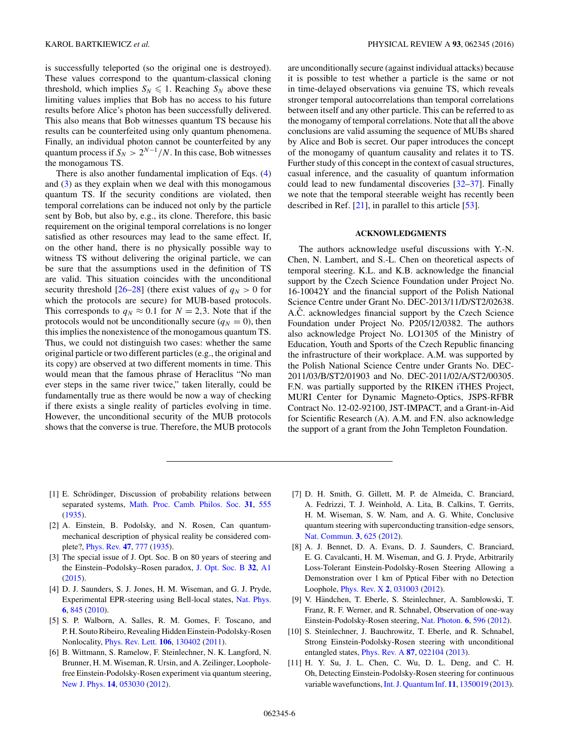is successfully teleported (so the original one is destroyed). These values correspond to the quantum-classical cloning threshold, which implies $S_N \leqslant 1$. Reaching $S_N$ above these limiting values implies that Bob has no access to his future results before Alice's photon has been successfully delivered. This also means that Bob witnesses quantum TS because his results can be counterfeited using only quantum phenomena. Finally, an individual photon cannot be counterfeited by any quantum process if $S_N > 2^{N-1}/N$. In this case, Bob witnesses the monogamous TS.

There is also another fundamental implication of Eqs. (4) and (3) as they explain when we deal with this monogamous quantum TS. If the security conditions are violated, then temporal correlations can be induced not only by the particle sent by Bob, but also by, e.g., its clone. Therefore, this basic requirement on the original temporal correlations is no longer satisfied as other resources may lead to the same effect. If, on the other hand, there is no physically possible way to witness TS without delivering the original particle, we can be sure that the assumptions used in the definition of TS are valid. This situation coincides with the unconditional security threshold [26–28] (there exist values of $q_N > 0$ for which the protocols are secure) for MUB-based protocols. This corresponds to $q_N \approx 0.1$ for $N = 2,3$. Note that if the protocols would not be unconditionally secure ($q_N = 0$), then this implies the nonexistence of the monogamous quantum TS. Thus, we could not distinguish two cases: whether the same original particle or two different particles (e.g., the original and its copy) are observed at two different moments in time. This would mean that the famous phrase of Heraclitus "No man ever steps in the same river twice," taken literally, could be fundamentally true as there would be now a way of checking if there exists a single reality of particles evolving in time. However, the unconditional security of the MUB protocols shows that the converse is true. Therefore, the MUB protocols are unconditionally secure (against individual attacks) because it is possible to test whether a particle is the same or not in time-delayed observations via genuine TS, which reveals stronger temporal autocorrelations than temporal correlations between itself and any other particle. This can be referred to as the monogamy of temporal correlations. Note that all the above conclusions are valid assuming the sequence of MUBs shared by Alice and Bob is secret. Our paper introduces the concept of the monogamy of quantum causality and relates it to TS. Further study of this concept in the context of casual structures, casual inference, and the casuality of quantum information could lead to new fundamental discoveries [32–37]. Finally we note that the temporal steerable weight has recently been described in Ref. [21], in parallel to this article [53].

## ACKNOWLEDGMENTS

The authors acknowledge useful discussions with Y.-N. Chen, N. Lambert, and S.-L. Chen on theoretical aspects of temporal steering. K.L. and K.B. acknowledge the financial support by the Czech Science Foundation under Project No. 16-10042Y and the financial support of the Polish National Science Centre under Grant No. DEC-2013/11/D/ST2/02638. A.Č. acknowledges financial support by the Czech Science Foundation under Project No. P205/12/0382. The authors also acknowledge Project No. LO1305 of the Ministry of Education, Youth and Sports of the Czech Republic financing the infrastructure of their workplace. A.M. was supported by the Polish National Science Centre under Grants No. DEC-2011/03/B/ST2/01903 and No. DEC-2011/02/A/ST2/00305. F.N. was partially supported by the RIKEN iTHES Project, MURI Center for Dynamic Magneto-Optics, JSPS-RFBR Contract No. 12-02-92100, JST-IMPACT, and a Grant-in-Aid for Scientific Research (A). A.M. and F.N. also acknowledge the support of a grant from the John Templeton Foundation.

---

[1] E. Schrödinger, Discussion of probability relations between separated systems, Math. Proc. Camb. Philos. Soc. **31**, 555 (1935).

[2] A. Einstein, B. Podolsky, and N. Rosen, Can quantum-mechanical description of physical reality be considered complete?, Phys. Rev. **47**, 777 (1935).

[3] The special issue of J. Opt. Soc. B on 80 years of steering and the Einstein–Podolsky–Rosen paradox, J. Opt. Soc. B **32**, A1 (2015).

[4] D. J. Saunders, S. J. Jones, H. M. Wiseman, and G. J. Pryde, Experimental EPR-steering using Bell-local states, Nat. Phys. **6**, 845 (2010).

[5] S. P. Walborn, A. Salles, R. M. Gomes, F. Toscano, and P. H. Souto Ribeiro, Revealing Hidden Einstein-Podolsky-Rosen Nonlocality, Phys. Rev. Lett. **106**, 130402 (2011).

[6] B. Wittmann, S. Ramelow, F. Steinlechner, N. K. Langford, N. Brunner, H. M. Wiseman, R. Ursin, and A. Zeilinger, Loophole-free Einstein-Podolsky-Rosen experiment via quantum steering, New J. Phys. **14**, 053030 (2012).

[7] D. H. Smith, G. Gillett, M. P. de Almeida, C. Branciard, A. Fedrizzi, T. J. Weinhold, A. Lita, B. Calkins, T. Gerrits, H. M. Wiseman, S. W. Nam, and A. G. White, Conclusive quantum steering with superconducting transition-edge sensors, Nat. Commun. **3**, 625 (2012).

[8] A. J. Bennet, D. A. Evans, D. J. Saunders, C. Branciard, E. G. Cavalcanti, H. M. Wiseman, and G. J. Pryde, Arbitrarily Loss-Tolerant Einstein-Podolsky-Rosen Steering Allowing a Demonstration over 1 km of Pptical Fiber with no Detection Loophole, Phys. Rev. X **2**, 031003 (2012).

[9] V. Händchen, T. Eberle, S. Steinlechner, A. Samblowski, T. Franz, R. F. Werner, and R. Schnabel, Observation of one-way Einstein-Podolsky-Rosen steering, Nat. Photon. **6**, 596 (2012).

[10] S. Steinlechner, J. Bauchrowitz, T. Eberle, and R. Schnabel, Strong Einstein-Podolsky-Rosen steering with unconditional entangled states, Phys. Rev. A **87**, 022104 (2013).

[11] H. Y. Su, J. L. Chen, C. Wu, D. L. Deng, and C. H. Oh, Detecting Einstein-Podolsky-Rosen steering for continuous variable wavefunctions, Int. J. Quantum Inf. **11**, 1350019 (2013).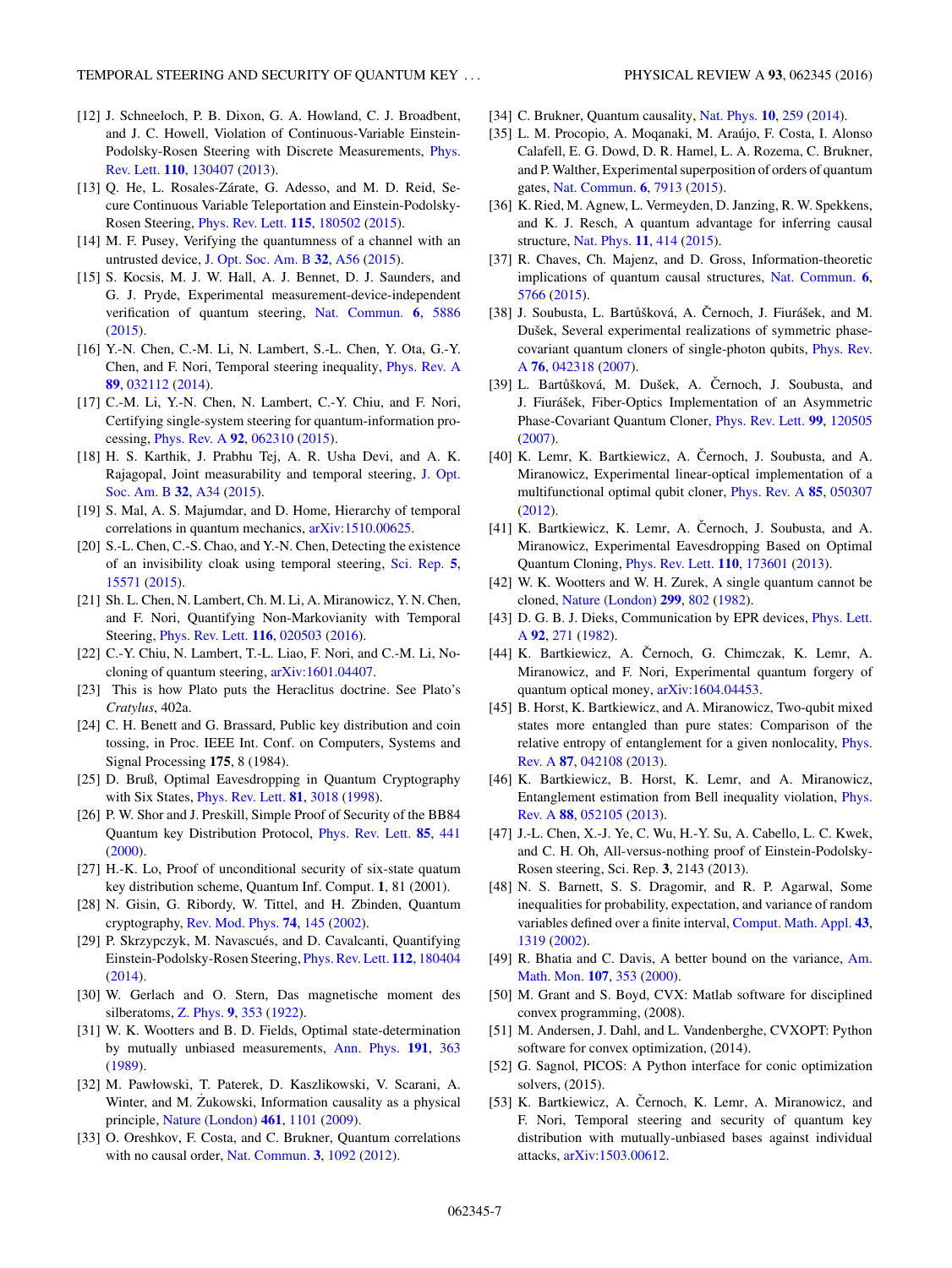[12] J. Schneeloch, P. B. Dixon, G. A. Howland, C. J. Broadbent, and J. C. Howell, Violation of Continuous-Variable Einstein-Podolsky-Rosen Steering with Discrete Measurements, Phys. Rev. Lett. **110**, 130407 (2013).

[13] Q. He, L. Rosales-Zárate, G. Adesso, and M. D. Reid, Secure Continuous Variable Teleportation and Einstein-Podolsky-Rosen Steering, Phys. Rev. Lett. **115**, 180502 (2015).

[14] M. F. Pusey, Verifying the quantumness of a channel with an untrusted device, J. Opt. Soc. Am. B **32**, A56 (2015).

[15] S. Kocsis, M. J. W. Hall, A. J. Bennet, D. J. Saunders, and G. J. Pryde, Experimental measurement-device-independent verification of quantum steering, Nat. Commun. **6**, 5886 (2015).

[16] Y.-N. Chen, C.-M. Li, N. Lambert, S.-L. Chen, Y. Ota, G.-Y. Chen, and F. Nori, Temporal steering inequality, Phys. Rev. A **89**, 032112 (2014).

[17] C.-M. Li, Y.-N. Chen, N. Lambert, C.-Y. Chiu, and F. Nori, Certifying single-system steering for quantum-information processing, Phys. Rev. A **92**, 062310 (2015).

[18] H. S. Karthik, J. Prabhu Tej, A. R. Usha Devi, and A. K. Rajagopal, Joint measurability and temporal steering, J. Opt. Soc. Am. B **32**, A34 (2015).

[19] S. Mal, A. S. Majumdar, and D. Home, Hierarchy of temporal correlations in quantum mechanics, arXiv:1510.00625.

[20] S.-L. Chen, C.-S. Chao, and Y.-N. Chen, Detecting the existence of an invisibility cloak using temporal steering, Sci. Rep. **5**, 15571 (2015).

[21] Sh. L. Chen, N. Lambert, Ch. M. Li, A. Miranowicz, Y. N. Chen, and F. Nori, Quantifying Non-Markovianity with Temporal Steering, Phys. Rev. Lett. **116**, 020503 (2016).

[22] C.-Y. Chiu, N. Lambert, T.-L. Liao, F. Nori, and C.-M. Li, No-cloning of quantum steering, arXiv:1601.04407.

[23] This is how Plato puts the Heraclitus doctrine. See Plato's *Cratylus*, 402a.

[24] C. H. Benett and G. Brassard, Public key distribution and coin tossing, in Proc. IEEE Int. Conf. on Computers, Systems and Signal Processing **175**, 8 (1984).

[25] D. Bruß, Optimal Eavesdropping in Quantum Cryptography with Six States, Phys. Rev. Lett. **81**, 3018 (1998).

[26] P. W. Shor and J. Preskill, Simple Proof of Security of the BB84 Quantum key Distribution Protocol, Phys. Rev. Lett. **85**, 441 (2000).

[27] H.-K. Lo, Proof of unconditional security of six-state quatum key distribution scheme, Quantum Inf. Comput. **1**, 81 (2001).

[28] N. Gisin, G. Ribordy, W. Tittel, and H. Zbinden, Quantum cryptography, Rev. Mod. Phys. **74**, 145 (2002).

[29] P. Skrzypczyk, M. Navascués, and D. Cavalcanti, Quantifying Einstein-Podolsky-Rosen Steering, Phys. Rev. Lett. **112**, 180404 (2014).

[30] W. Gerlach and O. Stern, Das magnetische moment des silberatoms, Z. Phys. **9**, 353 (1922).

[31] W. K. Wootters and B. D. Fields, Optimal state-determination by mutually unbiased measurements, Ann. Phys. **191**, 363 (1989).

[32] M. Pawłowski, T. Paterek, D. Kaszlikowski, V. Scarani, A. Winter, and M. Żukowski, Information causality as a physical principle, Nature (London) **461**, 1101 (2009).

[33] O. Oreshkov, F. Costa, and C. Brukner, Quantum correlations with no causal order, Nat. Commun. **3**, 1092 (2012).

[34] C. Brukner, Quantum causality, Nat. Phys. **10**, 259 (2014).

[35] L. M. Procopio, A. Moqanaki, M. Araújo, F. Costa, I. Alonso Calafell, E. G. Dowd, D. R. Hamel, L. A. Rozema, C. Brukner, and P. Walther, Experimental superposition of orders of quantum gates, Nat. Commun. **6**, 7913 (2015).

[36] K. Ried, M. Agnew, L. Vermeyden, D. Janzing, R. W. Spekkens, and K. J. Resch, A quantum advantage for inferring causal structure, Nat. Phys. **11**, 414 (2015).

[37] R. Chaves, Ch. Majenz, and D. Gross, Information-theoretic implications of quantum causal structures, Nat. Commun. **6**, 5766 (2015).

[38] J. Soubusta, L. Bartůšková, A. Černoch, J. Fiurášek, and M. Dušek, Several experimental realizations of symmetric phase-covariant quantum cloners of single-photon qubits, Phys. Rev. A **76**, 042318 (2007).

[39] L. Bartůšková, M. Dušek, A. Černoch, J. Soubusta, and J. Fiurášek, Fiber-Optics Implementation of an Asymmetric Phase-Covariant Quantum Cloner, Phys. Rev. Lett. **99**, 120505 (2007).

[40] K. Lemr, K. Bartkiewicz, A. Černoch, J. Soubusta, and A. Miranowicz, Experimental linear-optical implementation of a multifunctional optimal qubit cloner, Phys. Rev. A **85**, 050307 (2012).

[41] K. Bartkiewicz, K. Lemr, A. Černoch, J. Soubusta, and A. Miranowicz, Experimental Eavesdropping Based on Optimal Quantum Cloning, Phys. Rev. Lett. **110**, 173601 (2013).

[42] W. K. Wootters and W. H. Zurek, A single quantum cannot be cloned, Nature (London) **299**, 802 (1982).

[43] D. G. B. J. Dieks, Communication by EPR devices, Phys. Lett. A **92**, 271 (1982).

[44] K. Bartkiewicz, A. Černoch, G. Chimczak, K. Lemr, A. Miranowicz, and F. Nori, Experimental quantum forgery of quantum optical money, arXiv:1604.04453.

[45] B. Horst, K. Bartkiewicz, and A. Miranowicz, Two-qubit mixed states more entangled than pure states: Comparison of the relative entropy of entanglement for a given nonlocality, Phys. Rev. A **87**, 042108 (2013).

[46] K. Bartkiewicz, B. Horst, K. Lemr, and A. Miranowicz, Entanglement estimation from Bell inequality violation, Phys. Rev. A **88**, 052105 (2013).

[47] J.-L. Chen, X.-J. Ye, C. Wu, H.-Y. Su, A. Cabello, L. C. Kwek, and C. H. Oh, All-versus-nothing proof of Einstein-Podolsky-Rosen steering, Sci. Rep. **3**, 2143 (2013).

[48] N. S. Barnett, S. S. Dragomir, and R. P. Agarwal, Some inequalities for probability, expectation, and variance of random variables defined over a finite interval, Comput. Math. Appl. **43**, 1319 (2002).

[49] R. Bhatia and C. Davis, A better bound on the variance, Am. Math. Mon. **107**, 353 (2000).

[50] M. Grant and S. Boyd, CVX: Matlab software for disciplined convex programming, (2008).

[51] M. Andersen, J. Dahl, and L. Vandenberghe, CVXOPT: Python software for convex optimization, (2014).

[52] G. Sagnol, PICOS: A Python interface for conic optimization solvers, (2015).

[53] K. Bartkiewicz, A. Černoch, K. Lemr, A. Miranowicz, and F. Nori, Temporal steering and security of quantum key distribution with mutually-unbiased bases against individual attacks, arXiv:1503.00612.